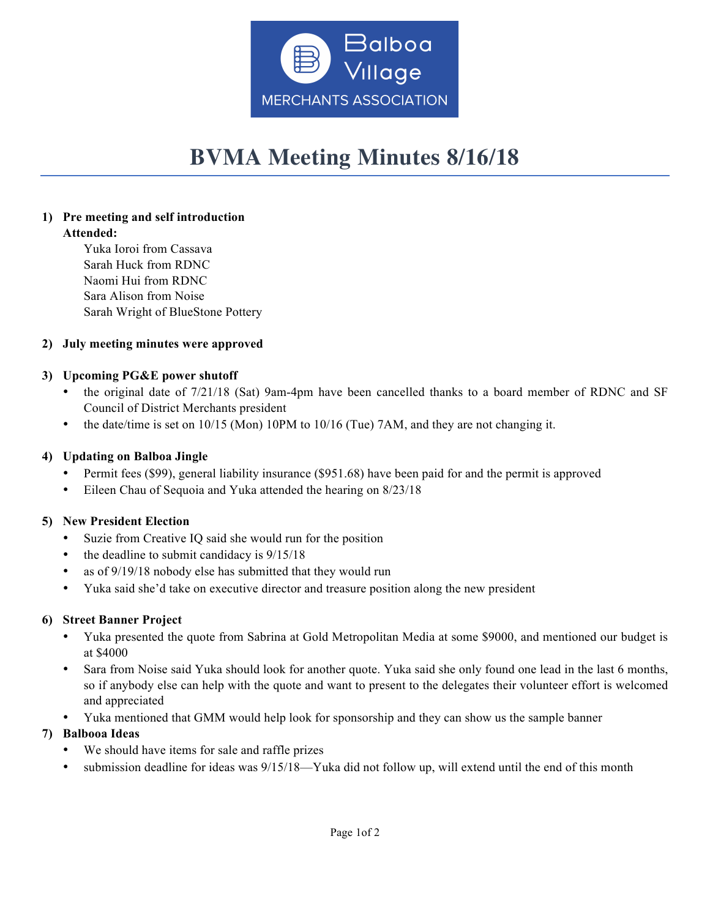Balboa Village MERCHANTS ASSOCIATION

# BVMA Meeting Minutes 8/16/18

1) **Pre meeting and self introduction**
   **Attended:**
   Yuka Ioroi from Cassava
   Sarah Huck from RDNC
   Naomi Hui from RDNC
   Sara Alison from Noise
   Sarah Wright of BlueStone Pottery

2) **July meeting minutes were approved**

3) **Upcoming PG&E power shutoff**
   - the original date of 7/21/18 (Sat) 9am-4pm have been cancelled thanks to a board member of RDNC and SF Council of District Merchants president
   - the date/time is set on 10/15 (Mon) 10PM to 10/16 (Tue) 7AM, and they are not changing it.

4) **Updating on Balboa Jingle**
   - Permit fees ($99), general liability insurance ($951.68) have been paid for and the permit is approved
   - Eileen Chau of Sequoia and Yuka attended the hearing on 8/23/18

5) **New President Election**
   - Suzie from Creative IQ said she would run for the position
   - the deadline to submit candidacy is 9/15/18
   - as of 9/19/18 nobody else has submitted that they would run
   - Yuka said she'd take on executive director and treasure position along the new president

6) **Street Banner Project**
   - Yuka presented the quote from Sabrina at Gold Metropolitan Media at some $9000, and mentioned our budget is at $4000
   - Sara from Noise said Yuka should look for another quote. Yuka said she only found one lead in the last 6 months, so if anybody else can help with the quote and want to present to the delegates their volunteer effort is welcomed and appreciated
   - Yuka mentioned that GMM would help look for sponsorship and they can show us the sample banner

7) **Balbooa Ideas**
   - We should have items for sale and raffle prizes
   - submission deadline for ideas was 9/15/18—Yuka did not follow up, will extend until the end of this month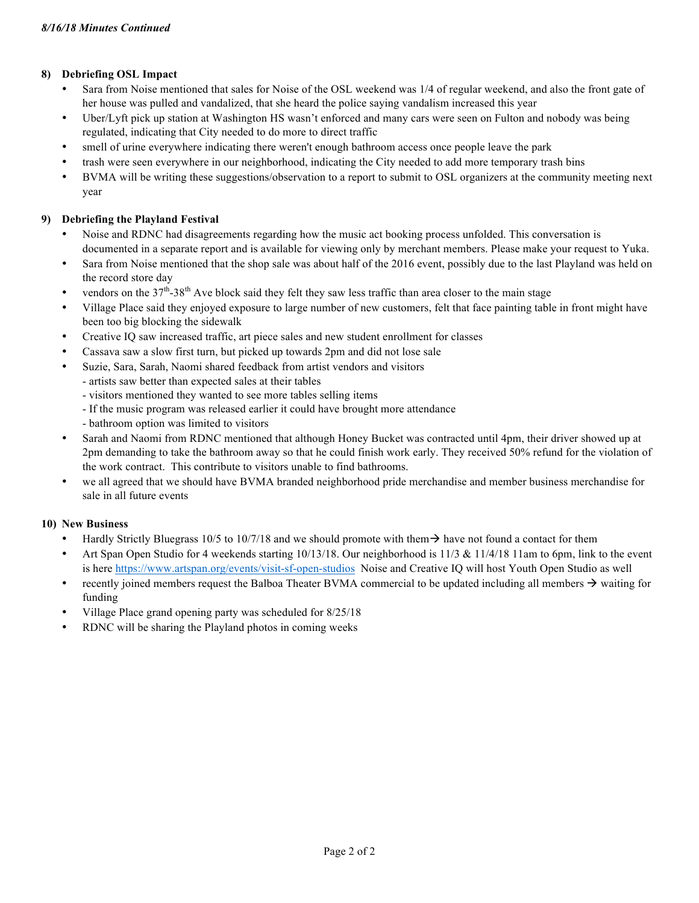*8/16/18 Minutes Continued*

**8) Debriefing OSL Impact**

- Sara from Noise mentioned that sales for Noise of the OSL weekend was 1/4 of regular weekend, and also the front gate of her house was pulled and vandalized, that she heard the police saying vandalism increased this year
- Uber/Lyft pick up station at Washington HS wasn't enforced and many cars were seen on Fulton and nobody was being regulated, indicating that City needed to do more to direct traffic
- smell of urine everywhere indicating there weren't enough bathroom access once people leave the park
- trash were seen everywhere in our neighborhood, indicating the City needed to add more temporary trash bins
- BVMA will be writing these suggestions/observation to a report to submit to OSL organizers at the community meeting next year

**9) Debriefing the Playland Festival**

- Noise and RDNC had disagreements regarding how the music act booking process unfolded. This conversation is documented in a separate report and is available for viewing only by merchant members. Please make your request to Yuka.
- Sara from Noise mentioned that the shop sale was about half of the 2016 event, possibly due to the last Playland was held on the record store day
- vendors on the 37th-38th Ave block said they felt they saw less traffic than area closer to the main stage
- Village Place said they enjoyed exposure to large number of new customers, felt that face painting table in front might have been too big blocking the sidewalk
- Creative IQ saw increased traffic, art piece sales and new student enrollment for classes
- Cassava saw a slow first turn, but picked up towards 2pm and did not lose sale
- Suzie, Sara, Sarah, Naomi shared feedback from artist vendors and visitors
  - artists saw better than expected sales at their tables
  - visitors mentioned they wanted to see more tables selling items
  - If the music program was released earlier it could have brought more attendance
  - bathroom option was limited to visitors
- Sarah and Naomi from RDNC mentioned that although Honey Bucket was contracted until 4pm, their driver showed up at 2pm demanding to take the bathroom away so that he could finish work early. They received 50% refund for the violation of the work contract. This contribute to visitors unable to find bathrooms.
- we all agreed that we should have BVMA branded neighborhood pride merchandise and member business merchandise for sale in all future events

**10) New Business**

- Hardly Strictly Bluegrass 10/5 to 10/7/18 and we should promote with them→ have not found a contact for them
- Art Span Open Studio for 4 weekends starting 10/13/18. Our neighborhood is 11/3 & 11/4/18 11am to 6pm, link to the event is here https://www.artspan.org/events/visit-sf-open-studios Noise and Creative IQ will host Youth Open Studio as well
- recently joined members request the Balboa Theater BVMA commercial to be updated including all members → waiting for funding
- Village Place grand opening party was scheduled for 8/25/18
- RDNC will be sharing the Playland photos in coming weeks